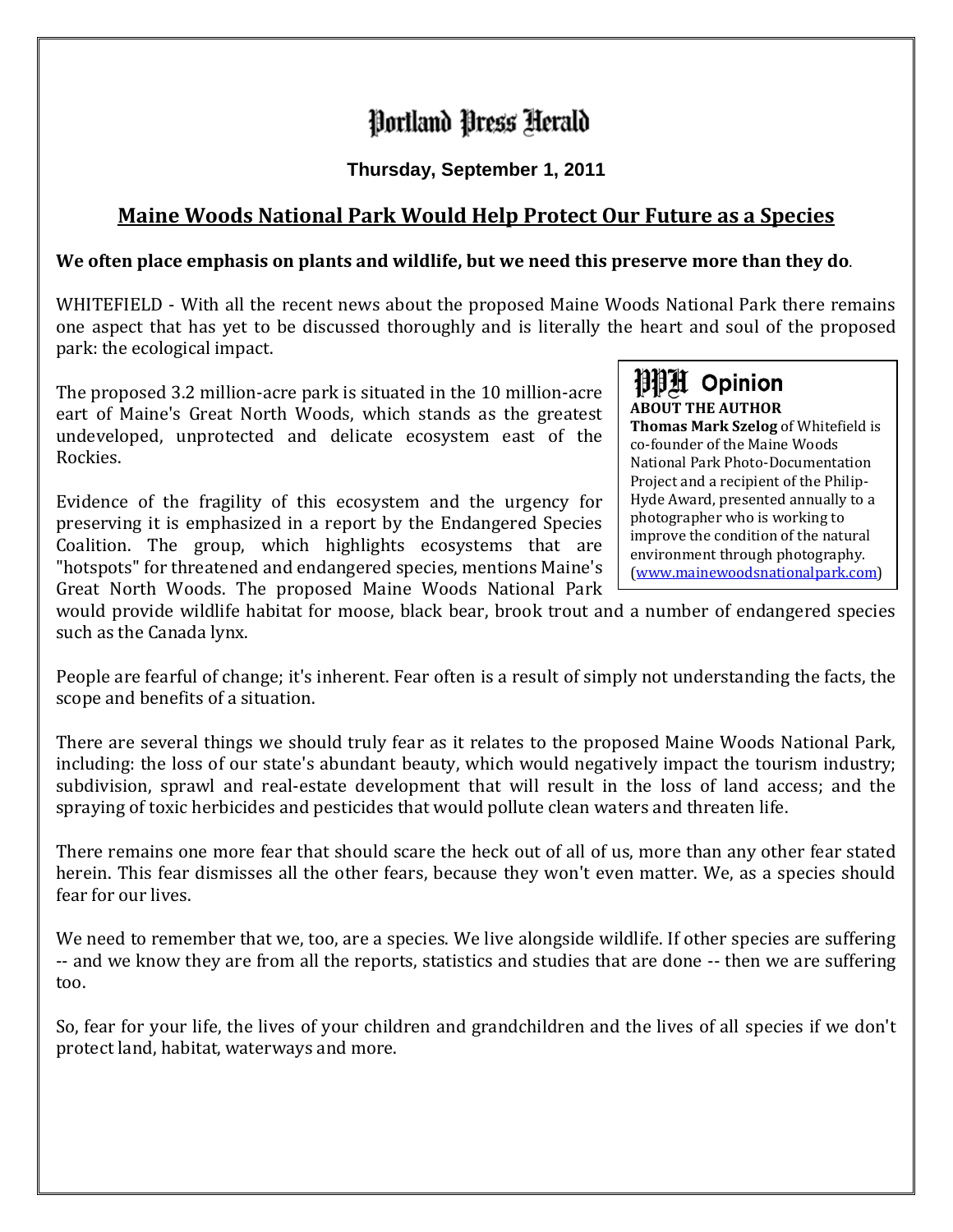# Portland Press Herald

**Thursday, September 1, 2011**

## Maine Woods National Park Would Help Protect Our Future as a Species

**We often place emphasis on plants and wildlife, but we need this preserve more than they do**.

WHITEFIELD - With all the recent news about the proposed Maine Woods National Park there remains one aspect that has yet to be discussed thoroughly and is literally the heart and soul of the proposed park: the ecological impact.

The proposed 3.2 million-acre park is situated in the 10 million-acre eart of Maine's Great North Woods, which stands as the greatest undeveloped, unprotected and delicate ecosystem east of the Rockies.

Evidence of the fragility of this ecosystem and the urgency for preserving it is emphasized in a report by the Endangered Species Coalition. The group, which highlights ecosystems that are "hotspots" for threatened and endangered species, mentions Maine's Great North Woods. The proposed Maine Woods National Park would provide wildlife habitat for moose, black bear, brook trout and a number of endangered species such as the Canada lynx.

> **PPH Opinion**
>
> **ABOUT THE AUTHOR**
>
> **Thomas Mark Szelog** of Whitefield is co-founder of the Maine Woods National Park Photo-Documentation Project and a recipient of the Philip-Hyde Award, presented annually to a photographer who is working to improve the condition of the natural environment through photography. (www.mainewoodsnationalpark.com)

People are fearful of change; it's inherent. Fear often is a result of simply not understanding the facts, the scope and benefits of a situation.

There are several things we should truly fear as it relates to the proposed Maine Woods National Park, including: the loss of our state's abundant beauty, which would negatively impact the tourism industry; subdivision, sprawl and real-estate development that will result in the loss of land access; and the spraying of toxic herbicides and pesticides that would pollute clean waters and threaten life.

There remains one more fear that should scare the heck out of all of us, more than any other fear stated herein. This fear dismisses all the other fears, because they won't even matter. We, as a species should fear for our lives.

We need to remember that we, too, are a species. We live alongside wildlife. If other species are suffering -- and we know they are from all the reports, statistics and studies that are done -- then we are suffering too.

So, fear for your life, the lives of your children and grandchildren and the lives of all species if we don't protect land, habitat, waterways and more.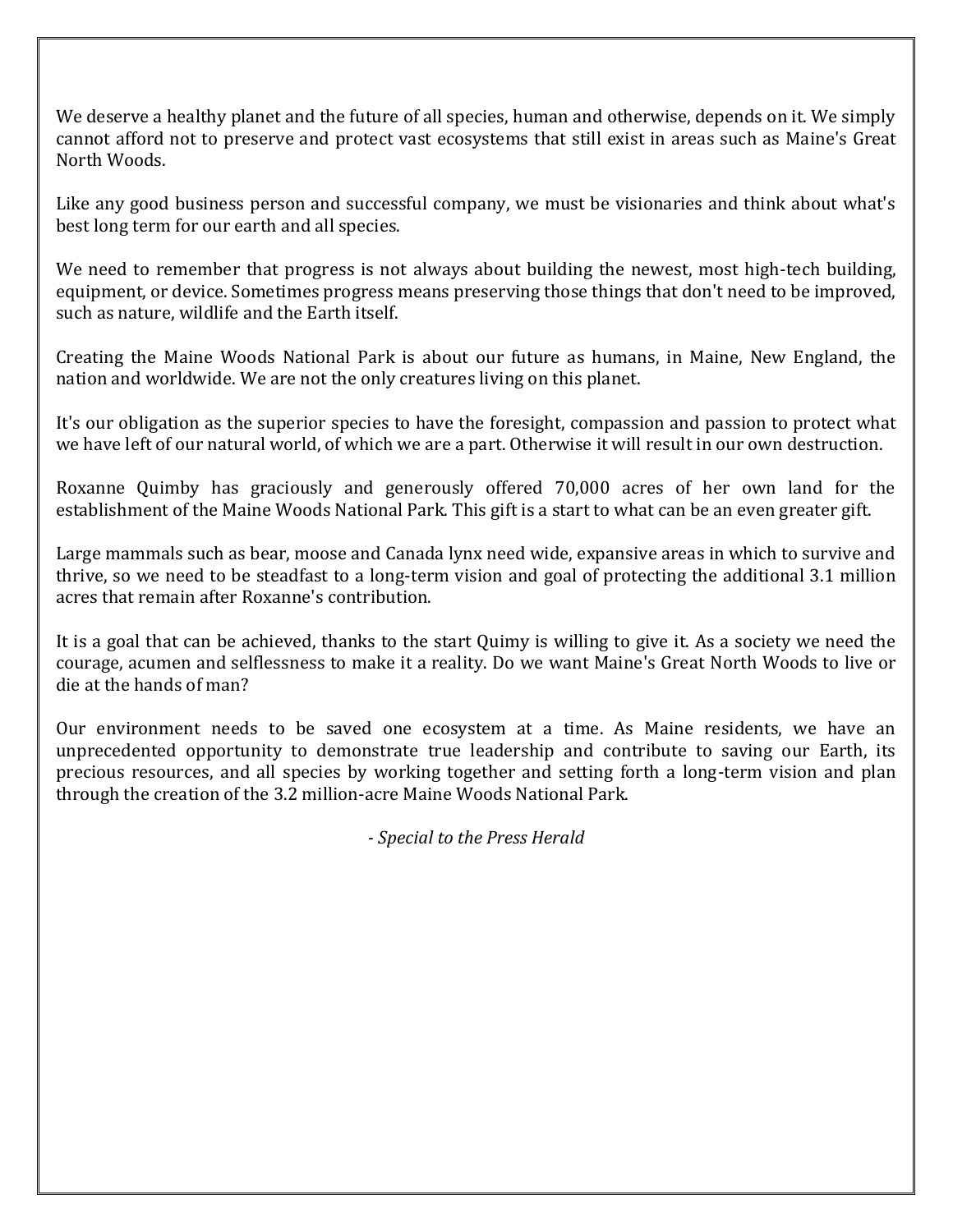We deserve a healthy planet and the future of all species, human and otherwise, depends on it. We simply cannot afford not to preserve and protect vast ecosystems that still exist in areas such as Maine's Great North Woods.

Like any good business person and successful company, we must be visionaries and think about what's best long term for our earth and all species.

We need to remember that progress is not always about building the newest, most high-tech building, equipment, or device. Sometimes progress means preserving those things that don't need to be improved, such as nature, wildlife and the Earth itself.

Creating the Maine Woods National Park is about our future as humans, in Maine, New England, the nation and worldwide. We are not the only creatures living on this planet.

It's our obligation as the superior species to have the foresight, compassion and passion to protect what we have left of our natural world, of which we are a part. Otherwise it will result in our own destruction.

Roxanne Quimby has graciously and generously offered 70,000 acres of her own land for the establishment of the Maine Woods National Park. This gift is a start to what can be an even greater gift.

Large mammals such as bear, moose and Canada lynx need wide, expansive areas in which to survive and thrive, so we need to be steadfast to a long-term vision and goal of protecting the additional 3.1 million acres that remain after Roxanne's contribution.

It is a goal that can be achieved, thanks to the start Quimy is willing to give it. As a society we need the courage, acumen and selflessness to make it a reality. Do we want Maine's Great North Woods to live or die at the hands of man?

Our environment needs to be saved one ecosystem at a time. As Maine residents, we have an unprecedented opportunity to demonstrate true leadership and contribute to saving our Earth, its precious resources, and all species by working together and setting forth a long-term vision and plan through the creation of the 3.2 million-acre Maine Woods National Park.

*- Special to the Press Herald*